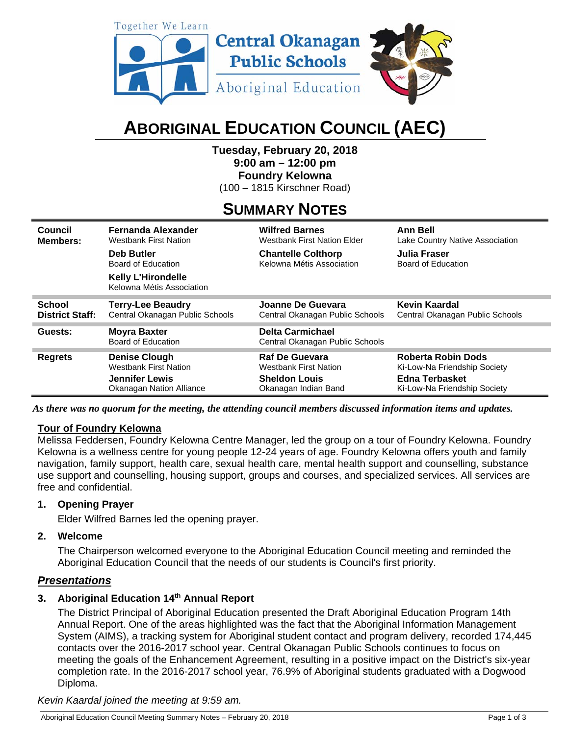Together We Learn

**Central Okanagan Public Schools**

Aboriginal Education

# ABORIGINAL EDUCATION COUNCIL (AEC)

**Tuesday, February 20, 2018**
**9:00 am – 12:00 pm**
**Foundry Kelowna**
(100 – 1815 Kirschner Road)

## SUMMARY NOTES

| | | | |
|---|---|---|---|
| **Council Members:** | **Fernanda Alexander** Westbank First Nation | **Wilfred Barnes** Westbank First Nation Elder | **Ann Bell** Lake Country Native Association |
| | **Deb Butler** Board of Education | **Chantelle Colthorp** Kelowna Métis Association | **Julia Fraser** Board of Education |
| | **Kelly L'Hirondelle** Kelowna Métis Association | | |
| **School District Staff:** | **Terry-Lee Beaudry** Central Okanagan Public Schools | **Joanne De Guevara** Central Okanagan Public Schools | **Kevin Kaardal** Central Okanagan Public Schools |
| **Guests:** | **Moyra Baxter** Board of Education | **Delta Carmichael** Central Okanagan Public Schools | |
| **Regrets** | **Denise Clough** Westbank First Nation | **Raf De Guevara** Westbank First Nation | **Roberta Robin Dods** Ki-Low-Na Friendship Society |
| | **Jennifer Lewis** Okanagan Nation Alliance | **Sheldon Louis** Okanagan Indian Band | **Edna Terbasket** Ki-Low-Na Friendship Society |

*As there was no quorum for the meeting, the attending council members discussed information items and updates.*

**Tour of Foundry Kelowna**

Melissa Feddersen, Foundry Kelowna Centre Manager, led the group on a tour of Foundry Kelowna. Foundry Kelowna is a wellness centre for young people 12-24 years of age. Foundry Kelowna offers youth and family navigation, family support, health care, sexual health care, mental health support and counselling, substance use support and counselling, housing support, groups and courses, and specialized services. All services are free and confidential.

**1. Opening Prayer**

Elder Wilfred Barnes led the opening prayer.

**2. Welcome**

The Chairperson welcomed everyone to the Aboriginal Education Council meeting and reminded the Aboriginal Education Council that the needs of our students is Council's first priority.

***Presentations***

**3. Aboriginal Education 14th Annual Report**

The District Principal of Aboriginal Education presented the Draft Aboriginal Education Program 14th Annual Report. One of the areas highlighted was the fact that the Aboriginal Information Management System (AIMS), a tracking system for Aboriginal student contact and program delivery, recorded 174,445 contacts over the 2016-2017 school year. Central Okanagan Public Schools continues to focus on meeting the goals of the Enhancement Agreement, resulting in a positive impact on the District's six-year completion rate. In the 2016-2017 school year, 76.9% of Aboriginal students graduated with a Dogwood Diploma.

*Kevin Kaardal joined the meeting at 9:59 am.*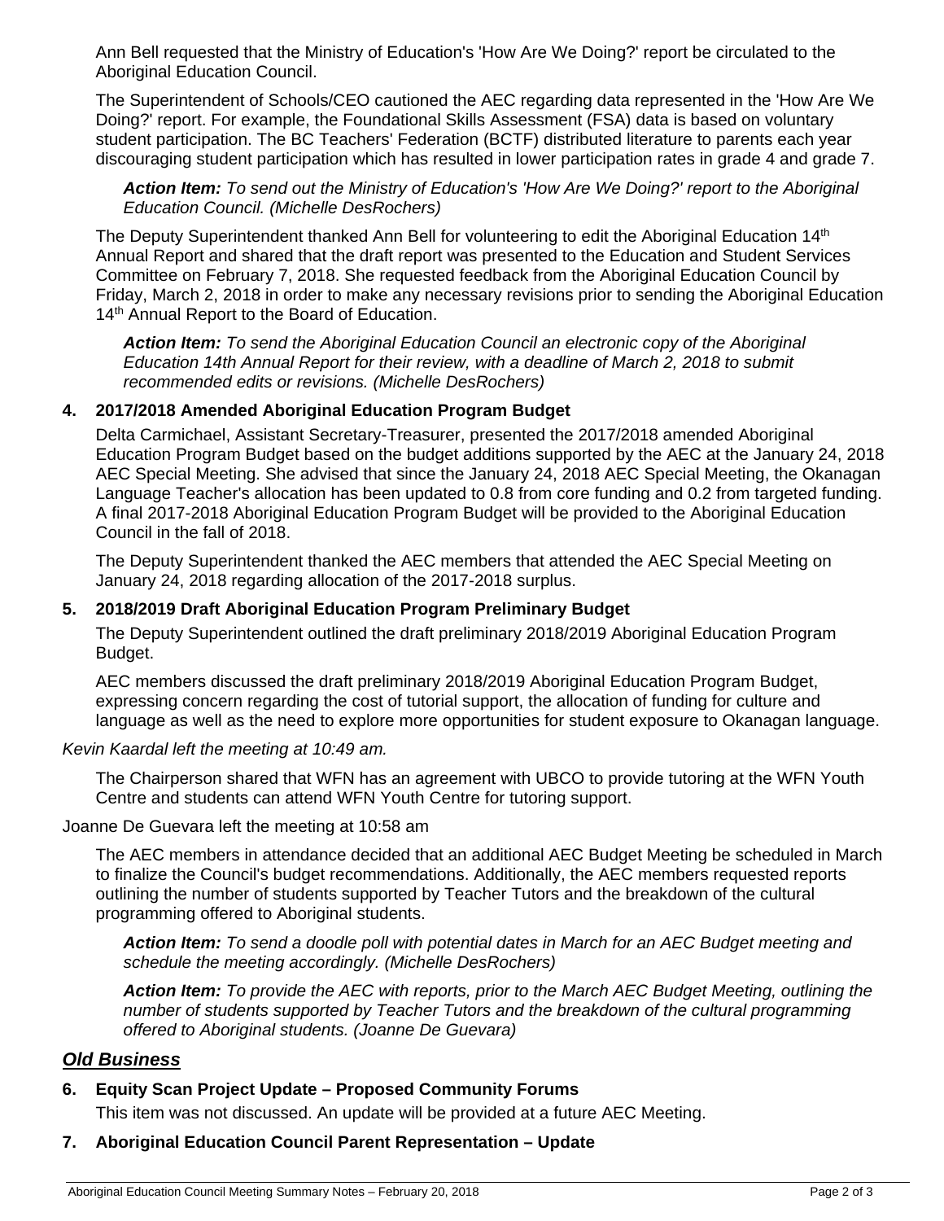Ann Bell requested that the Ministry of Education's 'How Are We Doing?' report be circulated to the Aboriginal Education Council.

The Superintendent of Schools/CEO cautioned the AEC regarding data represented in the 'How Are We Doing?' report. For example, the Foundational Skills Assessment (FSA) data is based on voluntary student participation. The BC Teachers' Federation (BCTF) distributed literature to parents each year discouraging student participation which has resulted in lower participation rates in grade 4 and grade 7.

> ***Action Item:*** *To send out the Ministry of Education's 'How Are We Doing?' report to the Aboriginal Education Council. (Michelle DesRochers)*

The Deputy Superintendent thanked Ann Bell for volunteering to edit the Aboriginal Education 14th Annual Report and shared that the draft report was presented to the Education and Student Services Committee on February 7, 2018. She requested feedback from the Aboriginal Education Council by Friday, March 2, 2018 in order to make any necessary revisions prior to sending the Aboriginal Education 14th Annual Report to the Board of Education.

> ***Action Item:*** *To send the Aboriginal Education Council an electronic copy of the Aboriginal Education 14th Annual Report for their review, with a deadline of March 2, 2018 to submit recommended edits or revisions. (Michelle DesRochers)*

### 4. 2017/2018 Amended Aboriginal Education Program Budget

Delta Carmichael, Assistant Secretary-Treasurer, presented the 2017/2018 amended Aboriginal Education Program Budget based on the budget additions supported by the AEC at the January 24, 2018 AEC Special Meeting. She advised that since the January 24, 2018 AEC Special Meeting, the Okanagan Language Teacher's allocation has been updated to 0.8 from core funding and 0.2 from targeted funding. A final 2017-2018 Aboriginal Education Program Budget will be provided to the Aboriginal Education Council in the fall of 2018.

The Deputy Superintendent thanked the AEC members that attended the AEC Special Meeting on January 24, 2018 regarding allocation of the 2017-2018 surplus.

### 5. 2018/2019 Draft Aboriginal Education Program Preliminary Budget

The Deputy Superintendent outlined the draft preliminary 2018/2019 Aboriginal Education Program Budget.

AEC members discussed the draft preliminary 2018/2019 Aboriginal Education Program Budget, expressing concern regarding the cost of tutorial support, the allocation of funding for culture and language as well as the need to explore more opportunities for student exposure to Okanagan language.

*Kevin Kaardal left the meeting at 10:49 am.*

The Chairperson shared that WFN has an agreement with UBCO to provide tutoring at the WFN Youth Centre and students can attend WFN Youth Centre for tutoring support.

Joanne De Guevara left the meeting at 10:58 am

The AEC members in attendance decided that an additional AEC Budget Meeting be scheduled in March to finalize the Council's budget recommendations. Additionally, the AEC members requested reports outlining the number of students supported by Teacher Tutors and the breakdown of the cultural programming offered to Aboriginal students.

> ***Action Item:*** *To send a doodle poll with potential dates in March for an AEC Budget meeting and schedule the meeting accordingly. (Michelle DesRochers)*

> ***Action Item:*** *To provide the AEC with reports, prior to the March AEC Budget Meeting, outlining the number of students supported by Teacher Tutors and the breakdown of the cultural programming offered to Aboriginal students. (Joanne De Guevara)*

## ***Old Business***

### 6. Equity Scan Project Update – Proposed Community Forums

This item was not discussed. An update will be provided at a future AEC Meeting.

### 7. Aboriginal Education Council Parent Representation – Update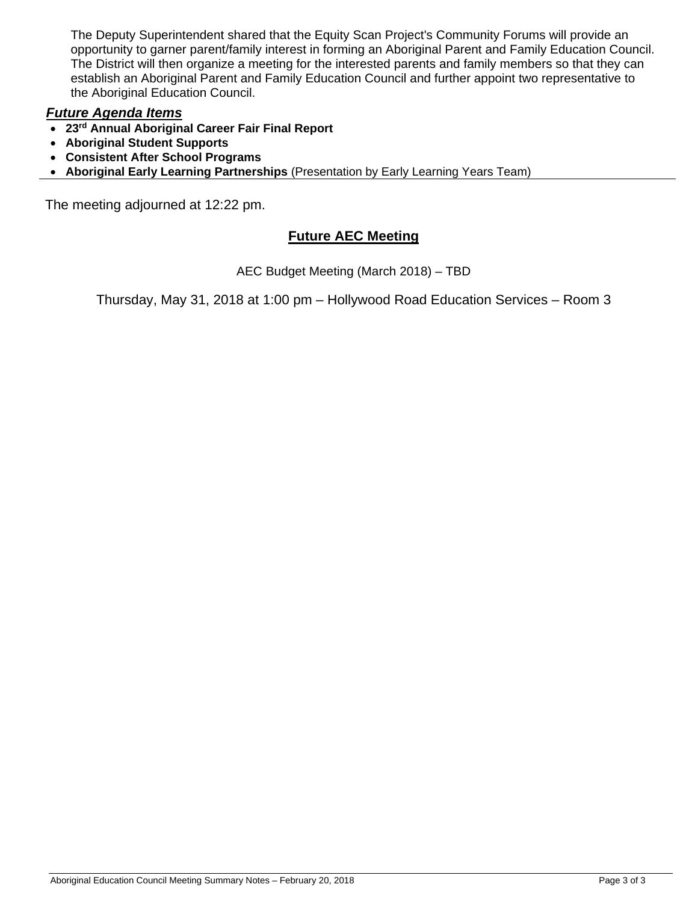The Deputy Superintendent shared that the Equity Scan Project's Community Forums will provide an opportunity to garner parent/family interest in forming an Aboriginal Parent and Family Education Council. The District will then organize a meeting for the interested parents and family members so that they can establish an Aboriginal Parent and Family Education Council and further appoint two representative to the Aboriginal Education Council.

***Future Agenda Items***

- **23rd Annual Aboriginal Career Fair Final Report**
- **Aboriginal Student Supports**
- **Consistent After School Programs**
- **Aboriginal Early Learning Partnerships** (Presentation by Early Learning Years Team)

The meeting adjourned at 12:22 pm.

## Future AEC Meeting

AEC Budget Meeting (March 2018) – TBD

Thursday, May 31, 2018 at 1:00 pm – Hollywood Road Education Services – Room 3